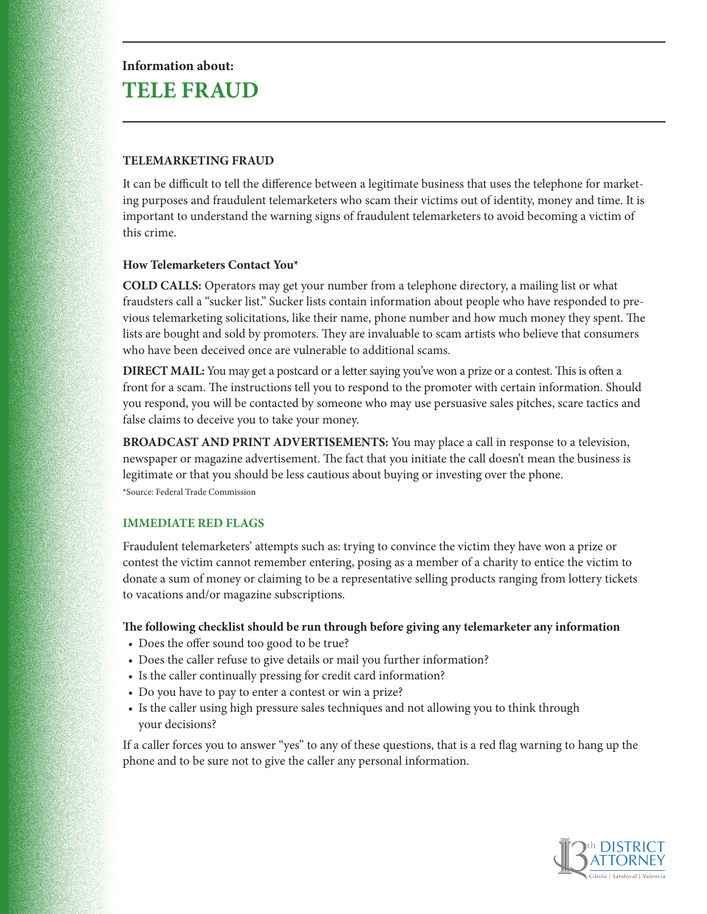Information about:

# TELE FRAUD

## TELEMARKETING FRAUD

It can be difficult to tell the difference between a legitimate business that uses the telephone for marketing purposes and fraudulent telemarketers who scam their victims out of identity, money and time. It is important to understand the warning signs of fraudulent telemarketers to avoid becoming a victim of this crime.

### How Telemarketers Contact You*

**COLD CALLS:** Operators may get your number from a telephone directory, a mailing list or what fraudsters call a "sucker list." Sucker lists contain information about people who have responded to previous telemarketing solicitations, like their name, phone number and how much money they spent. The lists are bought and sold by promoters. They are invaluable to scam artists who believe that consumers who have been deceived once are vulnerable to additional scams.

**DIRECT MAIL:** You may get a postcard or a letter saying you've won a prize or a contest. This is often a front for a scam. The instructions tell you to respond to the promoter with certain information. Should you respond, you will be contacted by someone who may use persuasive sales pitches, scare tactics and false claims to deceive you to take your money.

**BROADCAST AND PRINT ADVERTISEMENTS:** You may place a call in response to a television, newspaper or magazine advertisement. The fact that you initiate the call doesn't mean the business is legitimate or that you should be less cautious about buying or investing over the phone.

*Source: Federal Trade Commission

## IMMEDIATE RED FLAGS

Fraudulent telemarketers' attempts such as: trying to convince the victim they have won a prize or contest the victim cannot remember entering, posing as a member of a charity to entice the victim to donate a sum of money or claiming to be a representative selling products ranging from lottery tickets to vacations and/or magazine subscriptions.

**The following checklist should be run through before giving any telemarketer any information**

- Does the offer sound too good to be true?
- Does the caller refuse to give details or mail you further information?
- Is the caller continually pressing for credit card information?
- Do you have to pay to enter a contest or win a prize?
- Is the caller using high pressure sales techniques and not allowing you to think through your decisions?

If a caller forces you to answer "yes" to any of these questions, that is a red flag warning to hang up the phone and to be sure not to give the caller any personal information.

13th DISTRICT ATTORNEY
Cibola | Sandoval | Valencia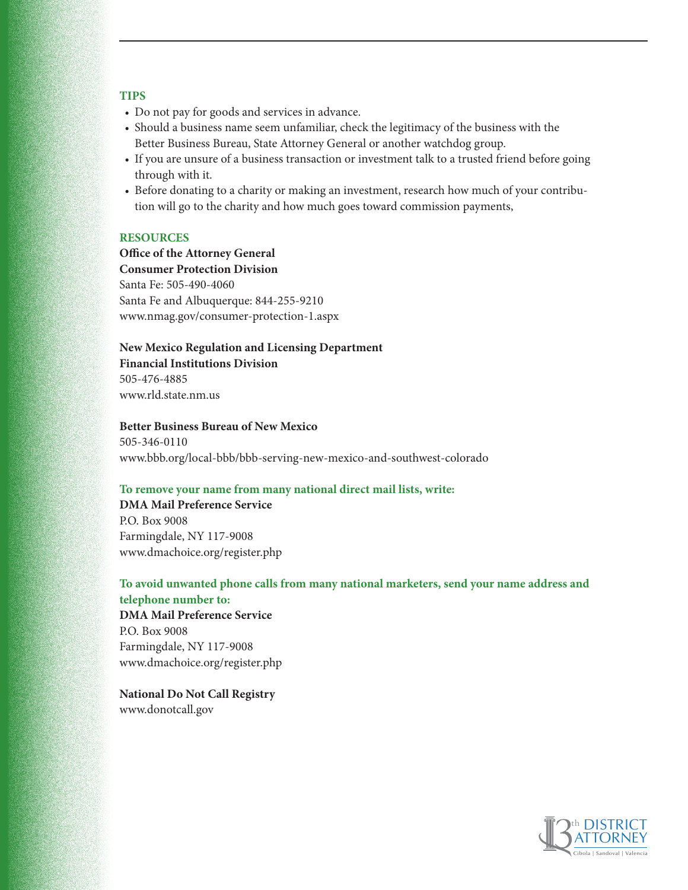## TIPS

- Do not pay for goods and services in advance.
- Should a business name seem unfamiliar, check the legitimacy of the business with the Better Business Bureau, State Attorney General or another watchdog group.
- If you are unsure of a business transaction or investment talk to a trusted friend before going through with it.
- Before donating to a charity or making an investment, research how much of your contribution will go to the charity and how much goes toward commission payments,

## RESOURCES

**Office of the Attorney General**
**Consumer Protection Division**
Santa Fe: 505-490-4060
Santa Fe and Albuquerque: 844-255-9210
www.nmag.gov/consumer-protection-1.aspx

**New Mexico Regulation and Licensing Department**
**Financial Institutions Division**
505-476-4885
www.rld.state.nm.us

**Better Business Bureau of New Mexico**
505-346-0110
www.bbb.org/local-bbb/bbb-serving-new-mexico-and-southwest-colorado

### To remove your name from many national direct mail lists, write:

**DMA Mail Preference Service**
P.O. Box 9008
Farmingdale, NY 117-9008
www.dmachoice.org/register.php

### To avoid unwanted phone calls from many national marketers, send your name address and telephone number to:

**DMA Mail Preference Service**
P.O. Box 9008
Farmingdale, NY 117-9008
www.dmachoice.org/register.php

**National Do Not Call Registry**
www.donotcall.gov

13th DISTRICT ATTORNEY
Cibola | Sandoval | Valencia